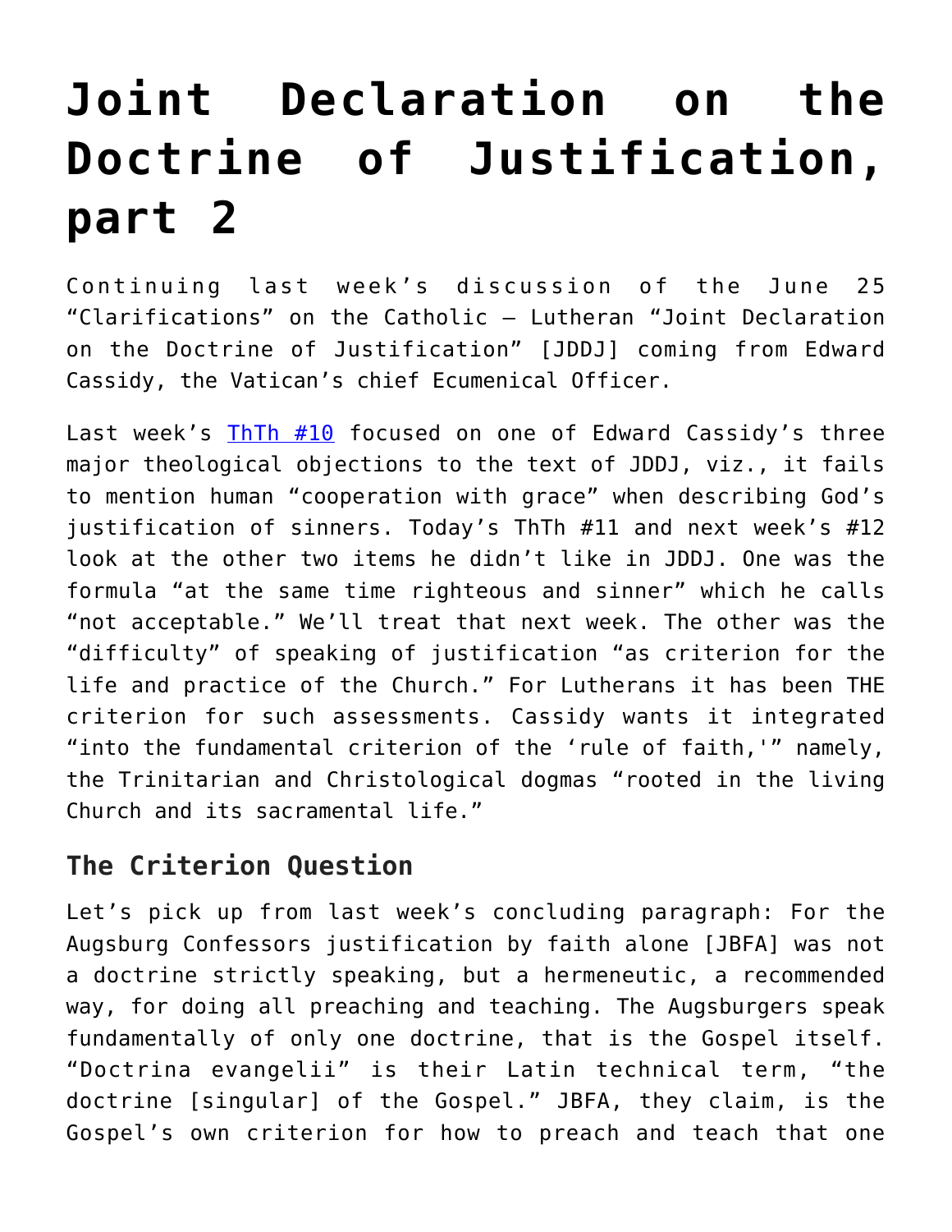# Joint Declaration on the Doctrine of Justification, part 2

Continuing last week's discussion of the June 25 "Clarifications" on the Catholic – Lutheran "Joint Declaration on the Doctrine of Justification" [JDDJ] coming from Edward Cassidy, the Vatican's chief Ecumenical Officer.

Last week's ThTh #10 focused on one of Edward Cassidy's three major theological objections to the text of JDDJ, viz., it fails to mention human "cooperation with grace" when describing God's justification of sinners. Today's ThTh #11 and next week's #12 look at the other two items he didn't like in JDDJ. One was the formula "at the same time righteous and sinner" which he calls "not acceptable." We'll treat that next week. The other was the "difficulty" of speaking of justification "as criterion for the life and practice of the Church." For Lutherans it has been THE criterion for such assessments. Cassidy wants it integrated "into the fundamental criterion of the 'rule of faith,'" namely, the Trinitarian and Christological dogmas "rooted in the living Church and its sacramental life."

## The Criterion Question

Let's pick up from last week's concluding paragraph: For the Augsburg Confessors justification by faith alone [JBFA] was not a doctrine strictly speaking, but a hermeneutic, a recommended way, for doing all preaching and teaching. The Augsburgers speak fundamentally of only one doctrine, that is the Gospel itself. "Doctrina evangelii" is their Latin technical term, "the doctrine [singular] of the Gospel." JBFA, they claim, is the Gospel's own criterion for how to preach and teach that one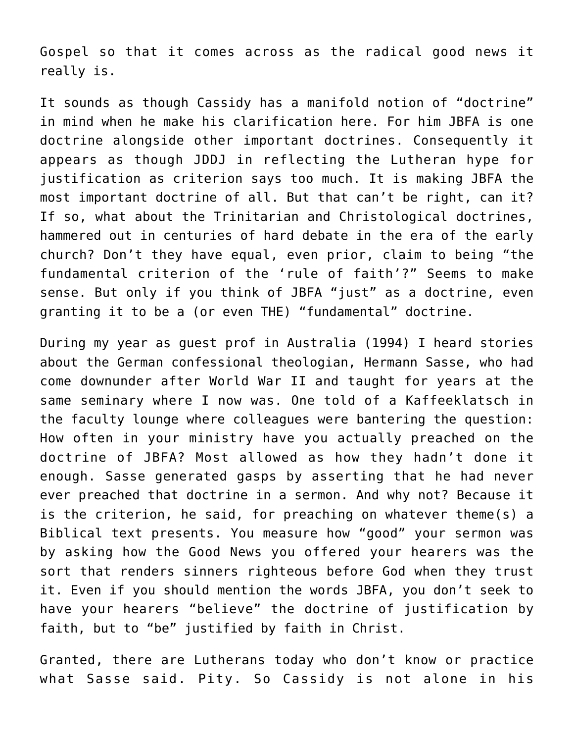Gospel so that it comes across as the radical good news it really is.

It sounds as though Cassidy has a manifold notion of "doctrine" in mind when he make his clarification here. For him JBFA is one doctrine alongside other important doctrines. Consequently it appears as though JDDJ in reflecting the Lutheran hype for justification as criterion says too much. It is making JBFA the most important doctrine of all. But that can't be right, can it? If so, what about the Trinitarian and Christological doctrines, hammered out in centuries of hard debate in the era of the early church? Don't they have equal, even prior, claim to being "the fundamental criterion of the 'rule of faith'?" Seems to make sense. But only if you think of JBFA "just" as a doctrine, even granting it to be a (or even THE) "fundamental" doctrine.

During my year as guest prof in Australia (1994) I heard stories about the German confessional theologian, Hermann Sasse, who had come downunder after World War II and taught for years at the same seminary where I now was. One told of a Kaffeeklatsch in the faculty lounge where colleagues were bantering the question: How often in your ministry have you actually preached on the doctrine of JBFA? Most allowed as how they hadn't done it enough. Sasse generated gasps by asserting that he had never ever preached that doctrine in a sermon. And why not? Because it is the criterion, he said, for preaching on whatever theme(s) a Biblical text presents. You measure how "good" your sermon was by asking how the Good News you offered your hearers was the sort that renders sinners righteous before God when they trust it. Even if you should mention the words JBFA, you don't seek to have your hearers "believe" the doctrine of justification by faith, but to "be" justified by faith in Christ.

Granted, there are Lutherans today who don't know or practice what Sasse said. Pity. So Cassidy is not alone in his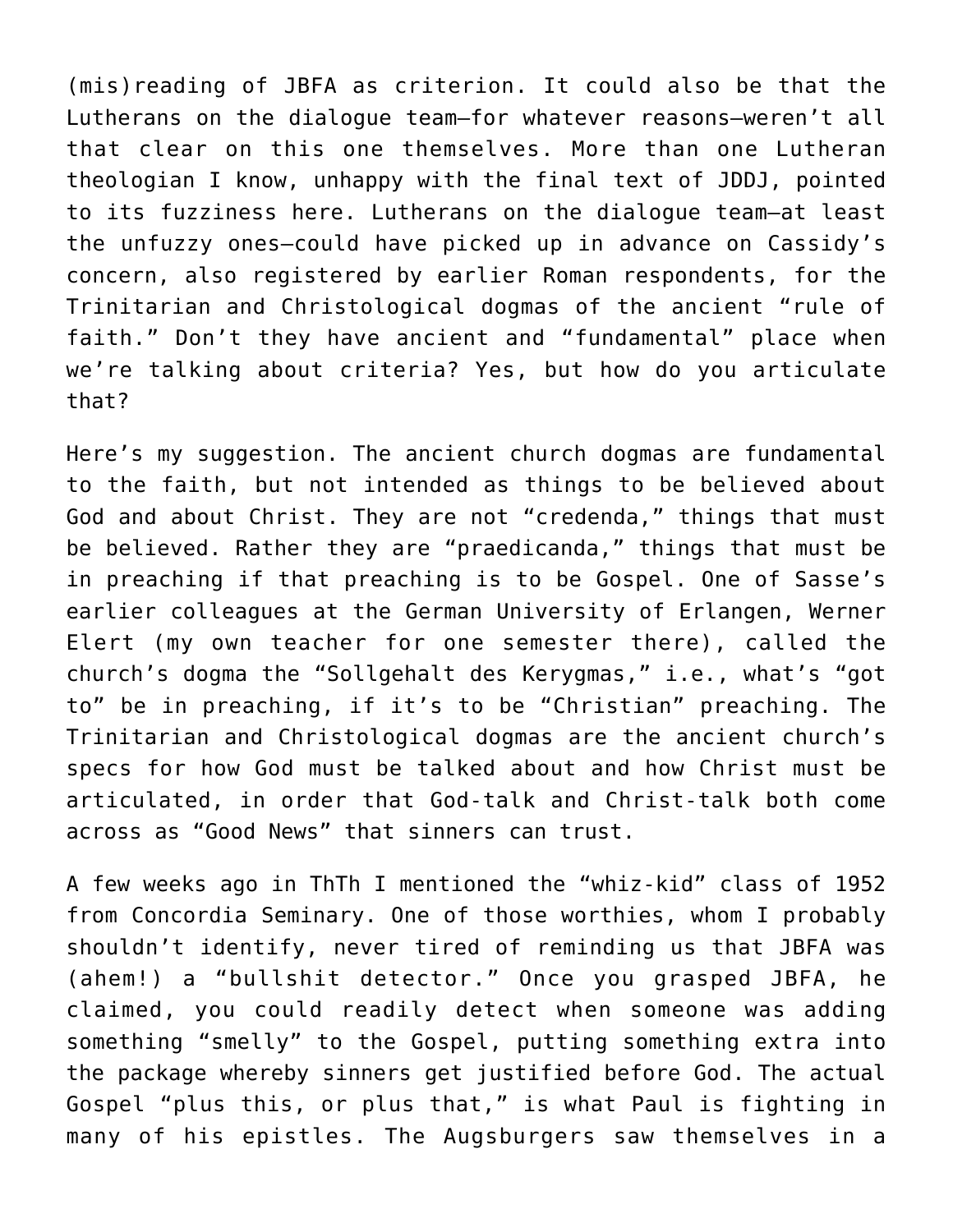(mis)reading of JBFA as criterion. It could also be that the Lutherans on the dialogue team—for whatever reasons—weren't all that clear on this one themselves. More than one Lutheran theologian I know, unhappy with the final text of JDDJ, pointed to its fuzziness here. Lutherans on the dialogue team—at least the unfuzzy ones—could have picked up in advance on Cassidy's concern, also registered by earlier Roman respondents, for the Trinitarian and Christological dogmas of the ancient "rule of faith." Don't they have ancient and "fundamental" place when we're talking about criteria? Yes, but how do you articulate that?

Here's my suggestion. The ancient church dogmas are fundamental to the faith, but not intended as things to be believed about God and about Christ. They are not "credenda," things that must be believed. Rather they are "praedicanda," things that must be in preaching if that preaching is to be Gospel. One of Sasse's earlier colleagues at the German University of Erlangen, Werner Elert (my own teacher for one semester there), called the church's dogma the "Sollgehalt des Kerygmas," i.e., what's "got to" be in preaching, if it's to be "Christian" preaching. The Trinitarian and Christological dogmas are the ancient church's specs for how God must be talked about and how Christ must be articulated, in order that God-talk and Christ-talk both come across as "Good News" that sinners can trust.

A few weeks ago in ThTh I mentioned the "whiz-kid" class of 1952 from Concordia Seminary. One of those worthies, whom I probably shouldn't identify, never tired of reminding us that JBFA was (ahem!) a "bullshit detector." Once you grasped JBFA, he claimed, you could readily detect when someone was adding something "smelly" to the Gospel, putting something extra into the package whereby sinners get justified before God. The actual Gospel "plus this, or plus that," is what Paul is fighting in many of his epistles. The Augsburgers saw themselves in a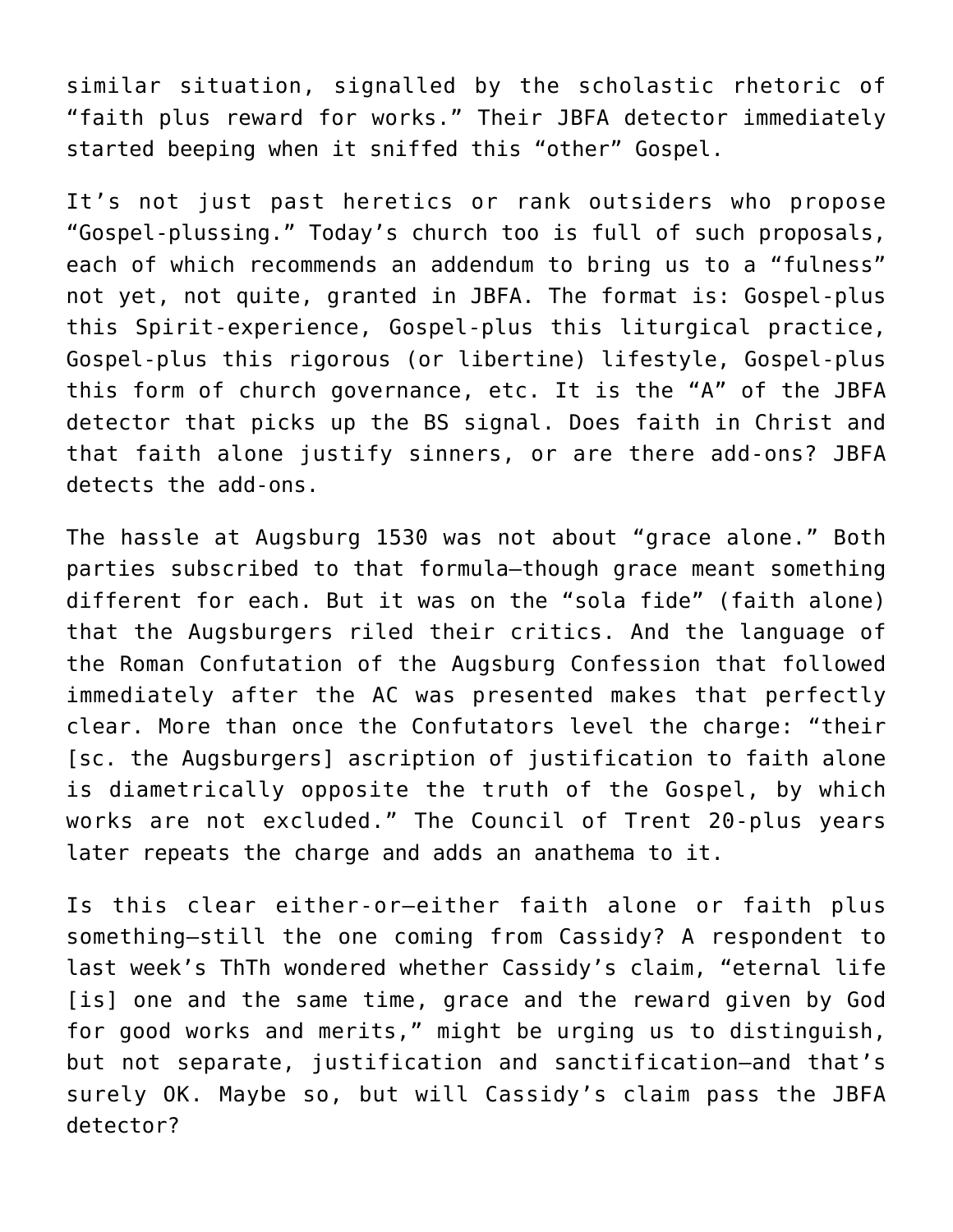similar situation, signalled by the scholastic rhetoric of "faith plus reward for works." Their JBFA detector immediately started beeping when it sniffed this "other" Gospel.

It's not just past heretics or rank outsiders who propose "Gospel-plussing." Today's church too is full of such proposals, each of which recommends an addendum to bring us to a "fulness" not yet, not quite, granted in JBFA. The format is: Gospel-plus this Spirit-experience, Gospel-plus this liturgical practice, Gospel-plus this rigorous (or libertine) lifestyle, Gospel-plus this form of church governance, etc. It is the "A" of the JBFA detector that picks up the BS signal. Does faith in Christ and that faith alone justify sinners, or are there add-ons? JBFA detects the add-ons.

The hassle at Augsburg 1530 was not about "grace alone." Both parties subscribed to that formula—though grace meant something different for each. But it was on the "sola fide" (faith alone) that the Augsburgers riled their critics. And the language of the Roman Confutation of the Augsburg Confession that followed immediately after the AC was presented makes that perfectly clear. More than once the Confutators level the charge: "their [sc. the Augsburgers] ascription of justification to faith alone is diametrically opposite the truth of the Gospel, by which works are not excluded." The Council of Trent 20-plus years later repeats the charge and adds an anathema to it.

Is this clear either-or—either faith alone or faith plus something—still the one coming from Cassidy? A respondent to last week's ThTh wondered whether Cassidy's claim, "eternal life [is] one and the same time, grace and the reward given by God for good works and merits," might be urging us to distinguish, but not separate, justification and sanctification—and that's surely OK. Maybe so, but will Cassidy's claim pass the JBFA detector?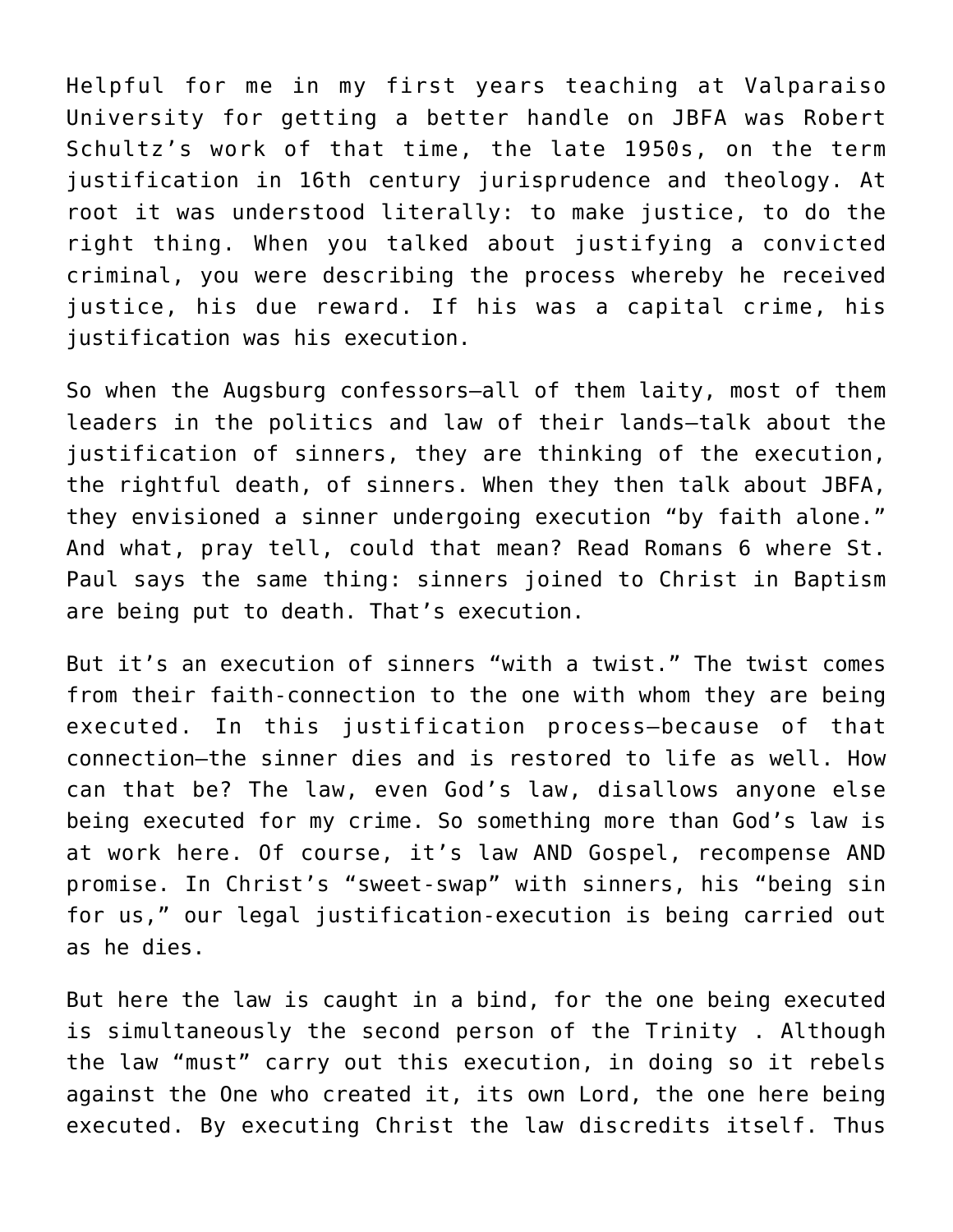Helpful for me in my first years teaching at Valparaiso University for getting a better handle on JBFA was Robert Schultz's work of that time, the late 1950s, on the term justification in 16th century jurisprudence and theology. At root it was understood literally: to make justice, to do the right thing. When you talked about justifying a convicted criminal, you were describing the process whereby he received justice, his due reward. If his was a capital crime, his justification was his execution.

So when the Augsburg confessors—all of them laity, most of them leaders in the politics and law of their lands—talk about the justification of sinners, they are thinking of the execution, the rightful death, of sinners. When they then talk about JBFA, they envisioned a sinner undergoing execution "by faith alone." And what, pray tell, could that mean? Read Romans 6 where St. Paul says the same thing: sinners joined to Christ in Baptism are being put to death. That's execution.

But it's an execution of sinners "with a twist." The twist comes from their faith-connection to the one with whom they are being executed. In this justification process—because of that connection—the sinner dies and is restored to life as well. How can that be? The law, even God's law, disallows anyone else being executed for my crime. So something more than God's law is at work here. Of course, it's law AND Gospel, recompense AND promise. In Christ's "sweet-swap" with sinners, his "being sin for us," our legal justification-execution is being carried out as he dies.

But here the law is caught in a bind, for the one being executed is simultaneously the second person of the Trinity . Although the law "must" carry out this execution, in doing so it rebels against the One who created it, its own Lord, the one here being executed. By executing Christ the law discredits itself. Thus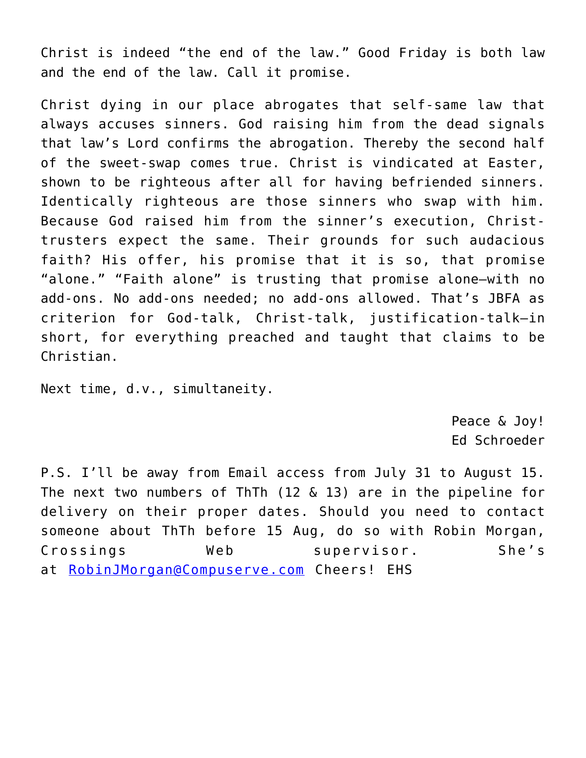Christ is indeed "the end of the law." Good Friday is both law and the end of the law. Call it promise.

Christ dying in our place abrogates that self-same law that always accuses sinners. God raising him from the dead signals that law's Lord confirms the abrogation. Thereby the second half of the sweet-swap comes true. Christ is vindicated at Easter, shown to be righteous after all for having befriended sinners. Identically righteous are those sinners who swap with him. Because God raised him from the sinner's execution, Christ-trusters expect the same. Their grounds for such audacious faith? His offer, his promise that it is so, that promise "alone." "Faith alone" is trusting that promise alone–with no add-ons. No add-ons needed; no add-ons allowed. That's JBFA as criterion for God-talk, Christ-talk, justification-talk–in short, for everything preached and taught that claims to be Christian.

Next time, d.v., simultaneity.

Peace & Joy!
Ed Schroeder

P.S. I'll be away from Email access from July 31 to August 15. The next two numbers of ThTh (12 & 13) are in the pipeline for delivery on their proper dates. Should you need to contact someone about ThTh before 15 Aug, do so with Robin Morgan, Crossings Web supervisor. She's at RobinJMorgan@Compuserve.com Cheers! EHS